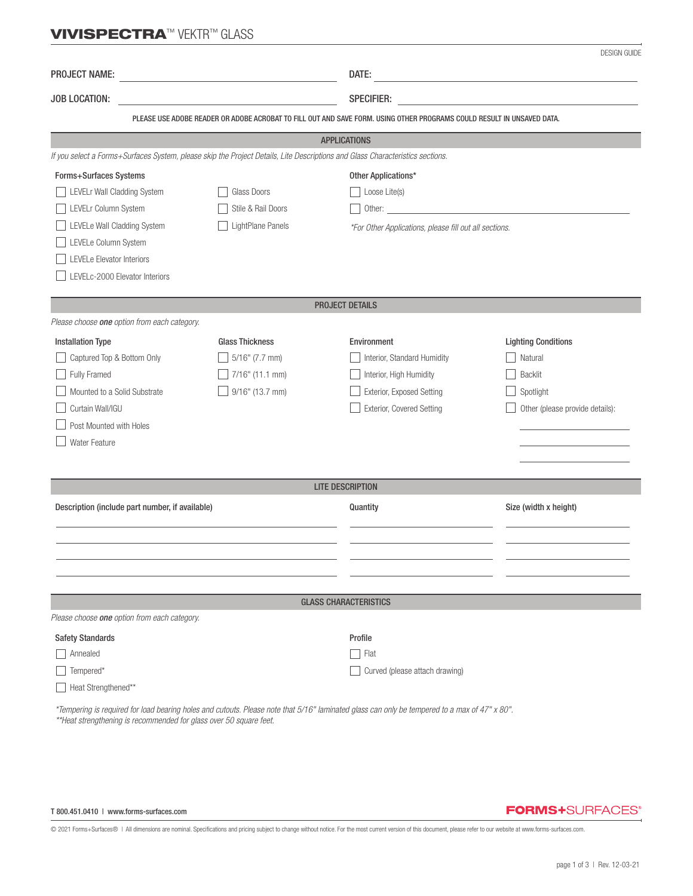# VIVISPECTRA™ VEKTR™ GLASS

DESIGN GUIDE

PROJECT NAME: ______________________ DATE: ______________________

JOB LOCATION: ______________________ SPECIFIER: ______________________

PLEASE USE ADOBE READER OR ADOBE ACROBAT TO FILL OUT AND SAVE FORM. USING OTHER PROGRAMS COULD RESULT IN UNSAVED DATA.

## APPLICATIONS

*If you select a Forms+Surfaces System, please skip the Project Details, Lite Descriptions and Glass Characteristics sections.*

**Forms+Surfaces Systems**

- ☐ LEVELr Wall Cladding System
- ☐ LEVELr Column System
- ☐ LEVELe Wall Cladding System
- ☐ LEVELe Column System
- ☐ LEVELe Elevator Interiors
- ☐ LEVELc-2000 Elevator Interiors
- ☐ Glass Doors
- ☐ Stile & Rail Doors
- ☐ LightPlane Panels

**Other Applications***

- ☐ Loose Lite(s)
- ☐ Other: ______________________

*\*For Other Applications, please fill out all sections.*

## PROJECT DETAILS

*Please choose **one** option from each category.*

**Installation Type**

- ☐ Captured Top & Bottom Only
- ☐ Fully Framed
- ☐ Mounted to a Solid Substrate
- ☐ Curtain Wall/IGU
- ☐ Post Mounted with Holes
- ☐ Water Feature

**Glass Thickness**

- ☐ 5/16" (7.7 mm)
- ☐ 7/16" (11.1 mm)
- ☐ 9/16" (13.7 mm)

**Environment**

- ☐ Interior, Standard Humidity
- ☐ Interior, High Humidity
- ☐ Exterior, Exposed Setting
- ☐ Exterior, Covered Setting

**Lighting Conditions**

- ☐ Natural
- ☐ Backlit
- ☐ Spotlight
- ☐ Other (please provide details): ______________________

## LITE DESCRIPTION

| Description (include part number, if available) | Quantity | Size (width x height) |
|---|---|---|
| | | |
| | | |
| | | |
| | | |

## GLASS CHARACTERISTICS

*Please choose **one** option from each category.*

**Safety Standards**

- ☐ Annealed
- ☐ Tempered*
- ☐ Heat Strengthened**

**Profile**

- ☐ Flat
- ☐ Curved (please attach drawing)

*\*Tempering is required for load bearing holes and cutouts. Please note that 5/16" laminated glass can only be tempered to a max of 47" x 80".*
*\*\*Heat strengthening is recommended for glass over 50 square feet.*

T 800.451.0410 | www.forms-surfaces.com

FORMS+SURFACES®

© 2021 Forms+Surfaces® | All dimensions are nominal. Specifications and pricing subject to change without notice. For the most current version of this document, please refer to our website at www.forms-surfaces.com.

Rev. 12-03-21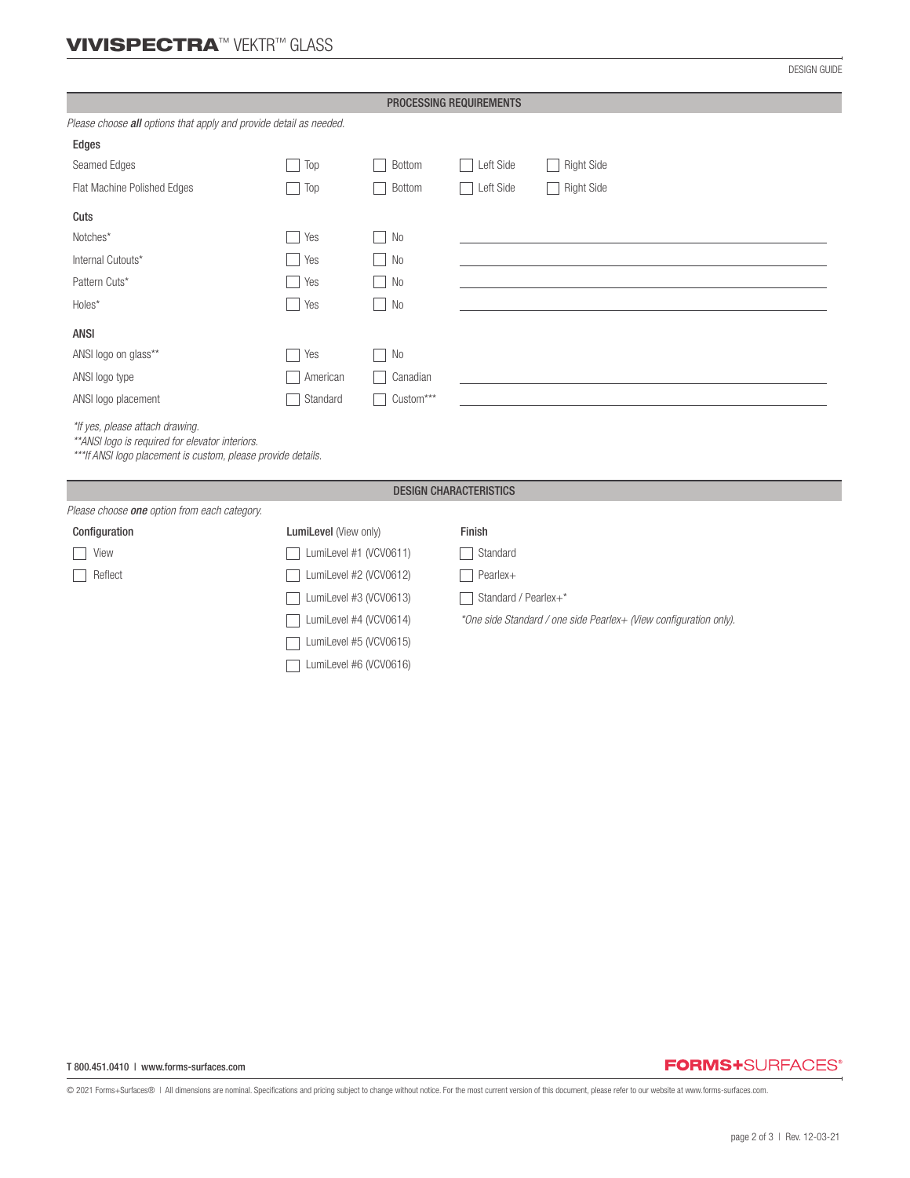## PROCESSING REQUIREMENTS

*Please choose **all** options that apply and provide detail as needed.*

### Edges

| | | | | |
|---|---|---|---|---|
| Seamed Edges | ☐ Top | ☐ Bottom | ☐ Left Side | ☐ Right Side |
| Flat Machine Polished Edges | ☐ Top | ☐ Bottom | ☐ Left Side | ☐ Right Side |

### Cuts

| | | | |
|---|---|---|---|
| Notches* | ☐ Yes | ☐ No | ______________________ |
| Internal Cutouts* | ☐ Yes | ☐ No | ______________________ |
| Pattern Cuts* | ☐ Yes | ☐ No | ______________________ |
| Holes* | ☐ Yes | ☐ No | ______________________ |

### ANSI

| | | | |
|---|---|---|---|
| ANSI logo on glass** | ☐ Yes | ☐ No | |
| ANSI logo type | ☐ American | ☐ Canadian | ______________________ |
| ANSI logo placement | ☐ Standard | ☐ Custom*** | ______________________ |

*\*If yes, please attach drawing.*
*\*\*ANSI logo is required for elevator interiors.*
*\*\*\*If ANSI logo placement is custom, please provide details.*

## DESIGN CHARACTERISTICS

*Please choose **one** option from each category.*

**Configuration**

- ☐ View
- ☐ Reflect

**LumiLevel** (View only)

- ☐ LumiLevel #1 (VCV0611)
- ☐ LumiLevel #2 (VCV0612)
- ☐ LumiLevel #3 (VCV0613)
- ☐ LumiLevel #4 (VCV0614)
- ☐ LumiLevel #5 (VCV0615)
- ☐ LumiLevel #6 (VCV0616)

**Finish**

- ☐ Standard
- ☐ Pearlex+
- ☐ Standard / Pearlex+*

*\*One side Standard / one side Pearlex+ (View configuration only).*

T 800.451.0410 | www.forms-surfaces.com

FORMS+SURFACES®

© 2021 Forms+Surfaces® | All dimensions are nominal. Specifications and pricing subject to change without notice. For the most current version of this document, please refer to our website at www.forms-surfaces.com.

Rev. 12-03-21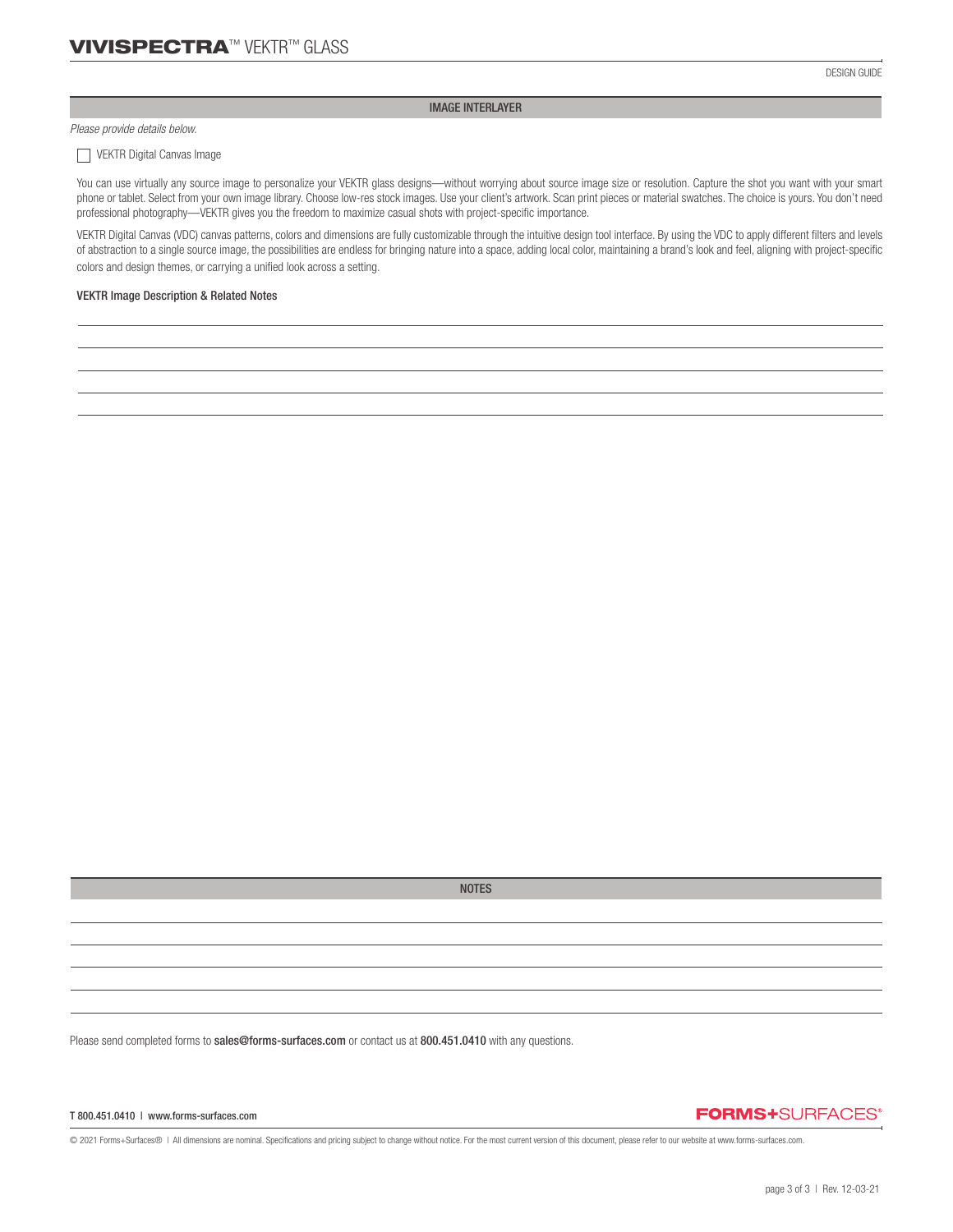## IMAGE INTERLAYER

*Please provide details below.*

- [ ] VEKTR Digital Canvas Image

You can use virtually any source image to personalize your VEKTR glass designs—without worrying about source image size or resolution. Capture the shot you want with your smart phone or tablet. Select from your own image library. Choose low-res stock images. Use your client's artwork. Scan print pieces or material swatches. The choice is yours. You don't need professional photography—VEKTR gives you the freedom to maximize casual shots with project-specific importance.

VEKTR Digital Canvas (VDC) canvas patterns, colors and dimensions are fully customizable through the intuitive design tool interface. By using the VDC to apply different filters and levels of abstraction to a single source image, the possibilities are endless for bringing nature into a space, adding local color, maintaining a brand's look and feel, aligning with project-specific colors and design themes, or carrying a unified look across a setting.

VEKTR Image Description & Related Notes

## NOTES

Please send completed forms to **sales@forms-surfaces.com** or contact us at **800.451.0410** with any questions.

T 800.451.0410 | www.forms-surfaces.com

© 2021 Forms+Surfaces® | All dimensions are nominal. Specifications and pricing subject to change without notice. For the most current version of this document, please refer to our website at www.forms-surfaces.com.